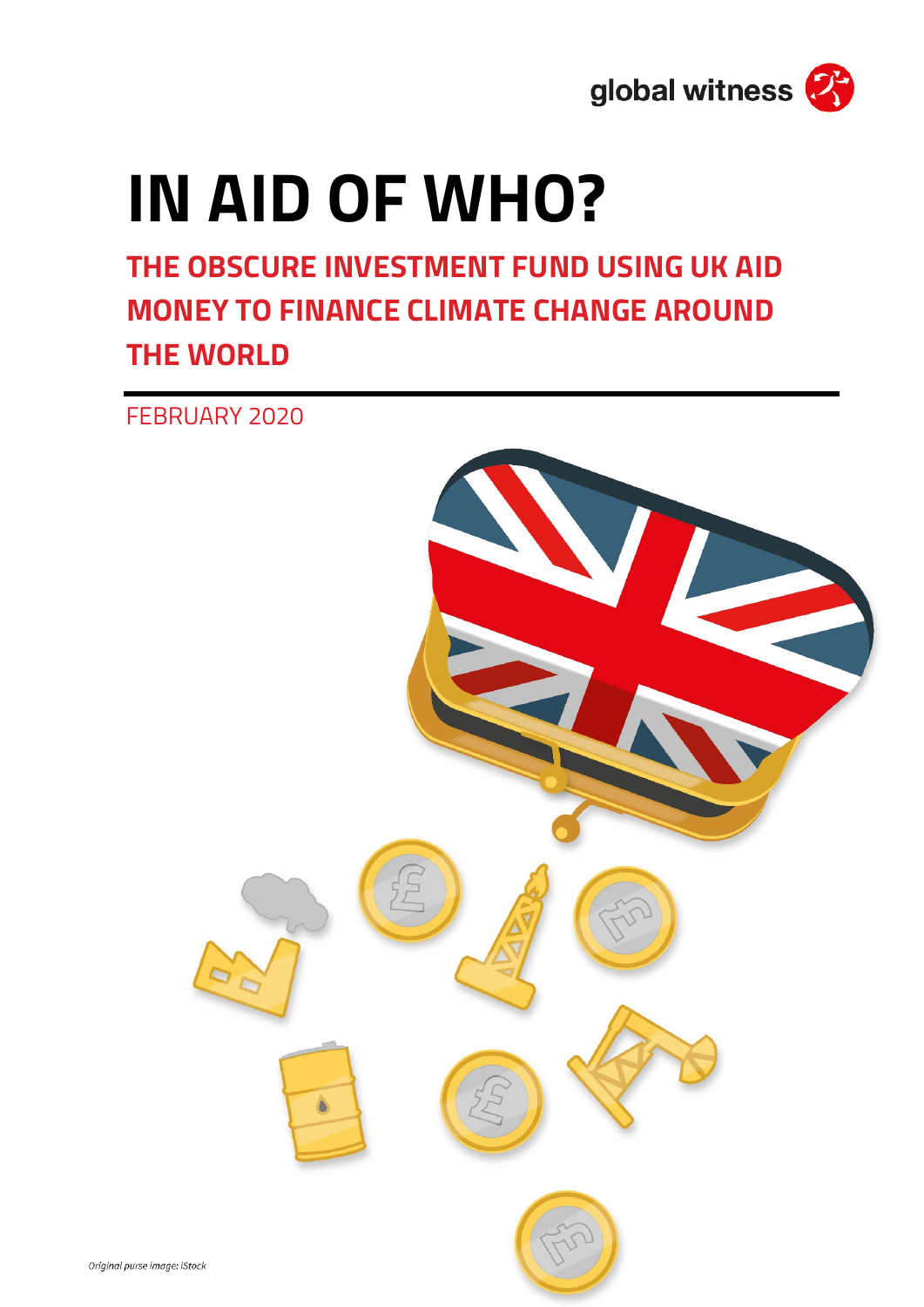global witness

# IN AID OF WHO?

## THE OBSCURE INVESTMENT FUND USING UK AID MONEY TO FINANCE CLIMATE CHANGE AROUND THE WORLD

FEBRUARY 2020

*Original purse image: iStock*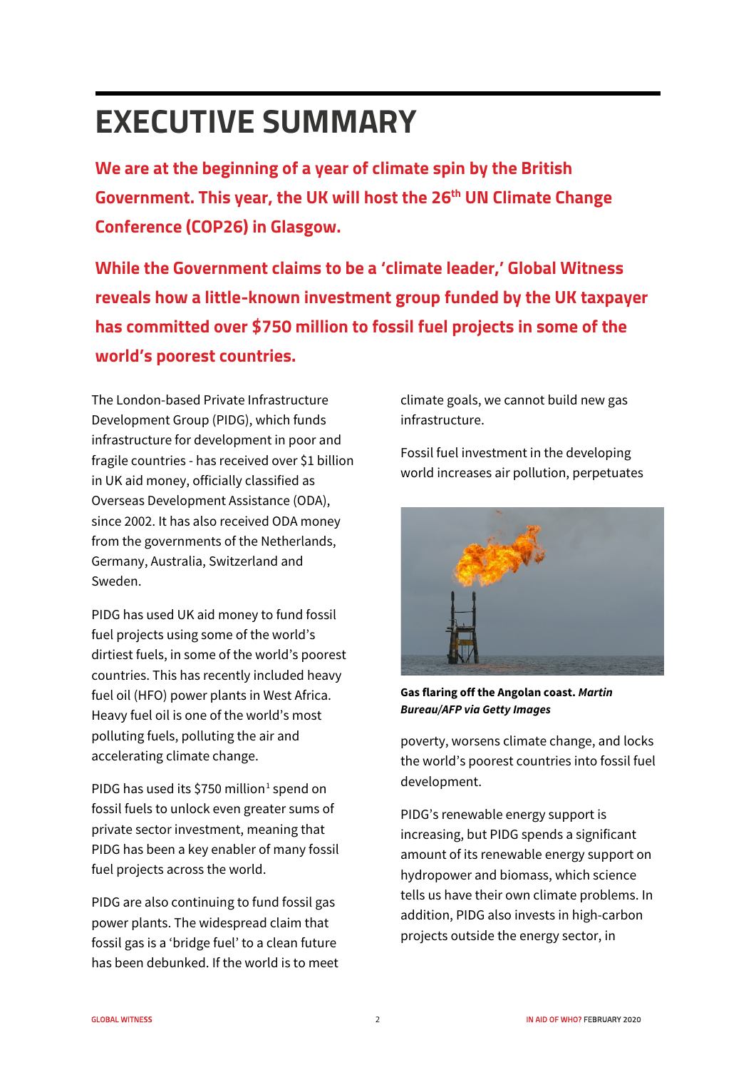# EXECUTIVE SUMMARY

**We are at the beginning of a year of climate spin by the British Government. This year, the UK will host the 26th UN Climate Change Conference (COP26) in Glasgow.**

**While the Government claims to be a 'climate leader,' Global Witness reveals how a little-known investment group funded by the UK taxpayer has committed over $750 million to fossil fuel projects in some of the world's poorest countries.**

The London-based Private Infrastructure Development Group (PIDG), which funds infrastructure for development in poor and fragile countries - has received over $1 billion in UK aid money, officially classified as Overseas Development Assistance (ODA), since 2002. It has also received ODA money from the governments of the Netherlands, Germany, Australia, Switzerland and Sweden.

PIDG has used UK aid money to fund fossil fuel projects using some of the world's dirtiest fuels, in some of the world's poorest countries. This has recently included heavy fuel oil (HFO) power plants in West Africa. Heavy fuel oil is one of the world's most polluting fuels, polluting the air and accelerating climate change.

PIDG has used its $750 million[1] spend on fossil fuels to unlock even greater sums of private sector investment, meaning that PIDG has been a key enabler of many fossil fuel projects across the world.

PIDG are also continuing to fund fossil gas power plants. The widespread claim that fossil gas is a 'bridge fuel' to a clean future has been debunked. If the world is to meet climate goals, we cannot build new gas infrastructure.

Fossil fuel investment in the developing world increases air pollution, perpetuates poverty, worsens climate change, and locks the world's poorest countries into fossil fuel development.

**Gas flaring off the Angolan coast.** ***Martin Bureau/AFP via Getty Images***

PIDG's renewable energy support is increasing, but PIDG spends a significant amount of its renewable energy support on hydropower and biomass, which science tells us have their own climate problems. In addition, PIDG also invests in high-carbon projects outside the energy sector, in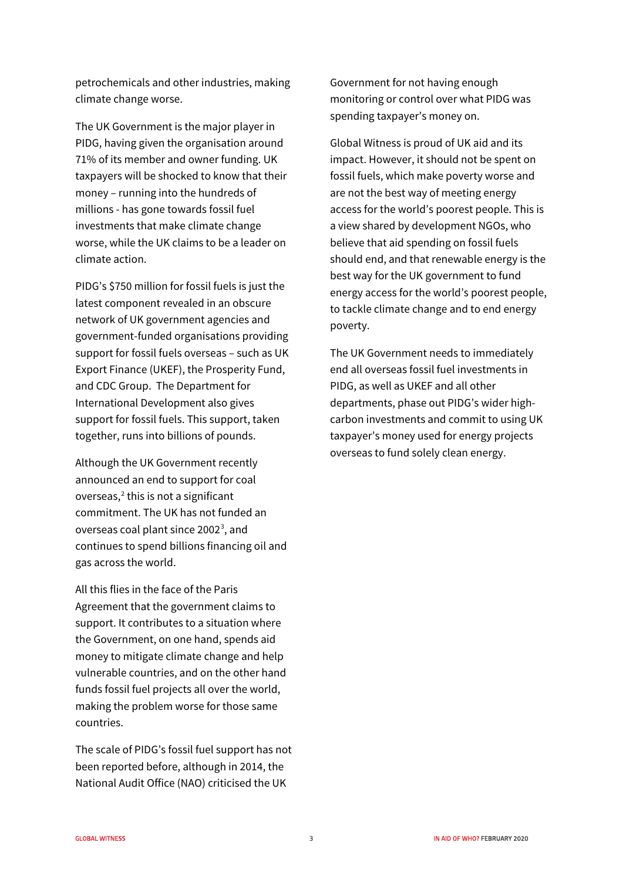petrochemicals and other industries, making climate change worse.

The UK Government is the major player in PIDG, having given the organisation around 71% of its member and owner funding. UK taxpayers will be shocked to know that their money – running into the hundreds of millions - has gone towards fossil fuel investments that make climate change worse, while the UK claims to be a leader on climate action.

PIDG's $750 million for fossil fuels is just the latest component revealed in an obscure network of UK government agencies and government-funded organisations providing support for fossil fuels overseas – such as UK Export Finance (UKEF), the Prosperity Fund, and CDC Group. The Department for International Development also gives support for fossil fuels. This support, taken together, runs into billions of pounds.

Although the UK Government recently announced an end to support for coal overseas,[2] this is not a significant commitment. The UK has not funded an overseas coal plant since 2002[3], and continues to spend billions financing oil and gas across the world.

All this flies in the face of the Paris Agreement that the government claims to support. It contributes to a situation where the Government, on one hand, spends aid money to mitigate climate change and help vulnerable countries, and on the other hand funds fossil fuel projects all over the world, making the problem worse for those same countries.

The scale of PIDG's fossil fuel support has not been reported before, although in 2014, the National Audit Office (NAO) criticised the UK Government for not having enough monitoring or control over what PIDG was spending taxpayer's money on.

Global Witness is proud of UK aid and its impact. However, it should not be spent on fossil fuels, which make poverty worse and are not the best way of meeting energy access for the world's poorest people. This is a view shared by development NGOs, who believe that aid spending on fossil fuels should end, and that renewable energy is the best way for the UK government to fund energy access for the world's poorest people, to tackle climate change and to end energy poverty.

The UK Government needs to immediately end all overseas fossil fuel investments in PIDG, as well as UKEF and all other departments, phase out PIDG's wider high-carbon investments and commit to using UK taxpayer's money used for energy projects overseas to fund solely clean energy.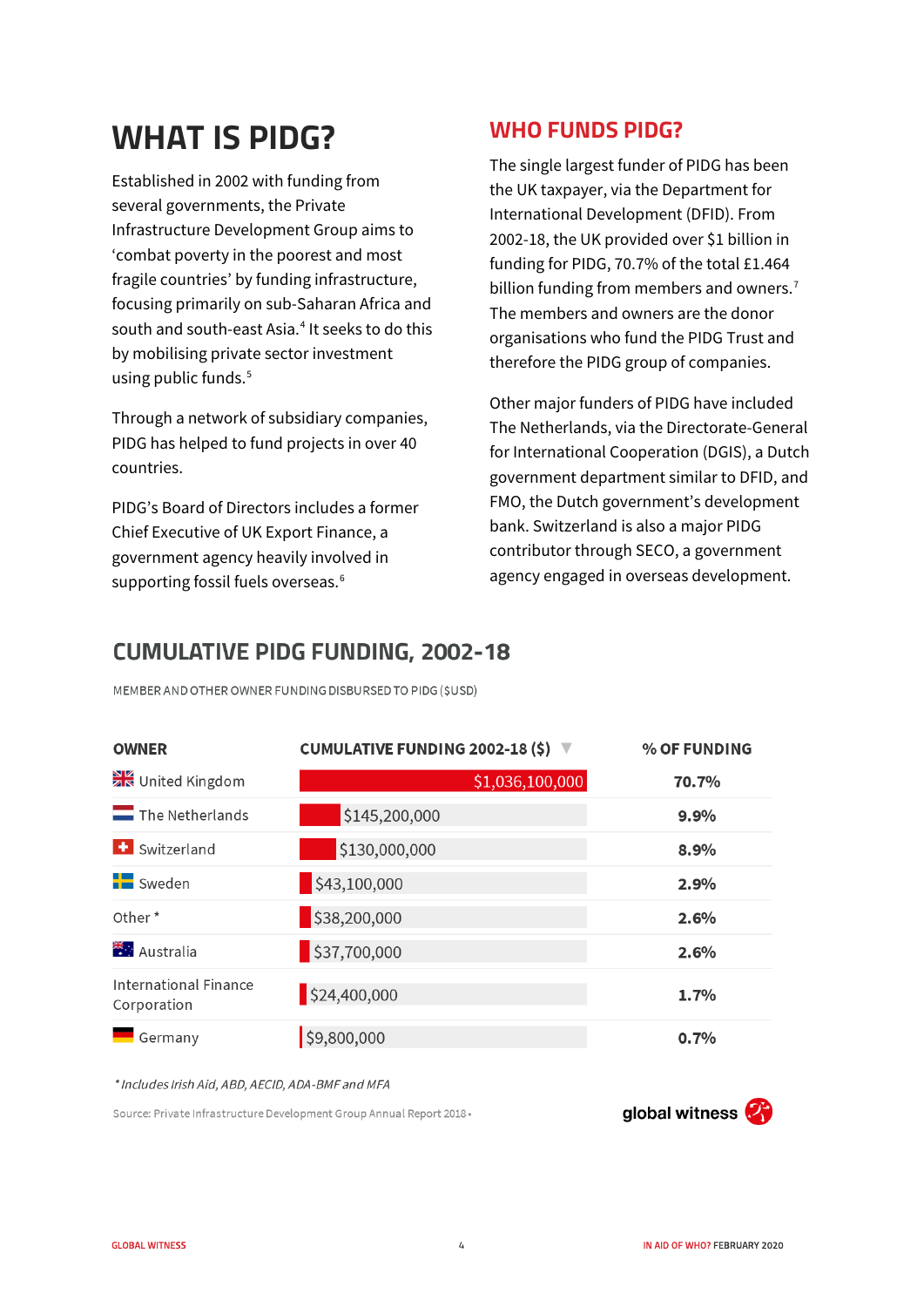# WHAT IS PIDG?

Established in 2002 with funding from several governments, the Private Infrastructure Development Group aims to 'combat poverty in the poorest and most fragile countries' by funding infrastructure, focusing primarily on sub-Saharan Africa and south and south-east Asia.[4] It seeks to do this by mobilising private sector investment using public funds.[5]

Through a network of subsidiary companies, PIDG has helped to fund projects in over 40 countries.

PIDG's Board of Directors includes a former Chief Executive of UK Export Finance, a government agency heavily involved in supporting fossil fuels overseas.[6]

## WHO FUNDS PIDG?

The single largest funder of PIDG has been the UK taxpayer, via the Department for International Development (DFID). From 2002-18, the UK provided over $1 billion in funding for PIDG, 70.7% of the total £1.464 billion funding from members and owners.[7] The members and owners are the donor organisations who fund the PIDG Trust and therefore the PIDG group of companies.

Other major funders of PIDG have included The Netherlands, via the Directorate-General for International Cooperation (DGIS), a Dutch government department similar to DFID, and FMO, the Dutch government's development bank. Switzerland is also a major PIDG contributor through SECO, a government agency engaged in overseas development.

## CUMULATIVE PIDG FUNDING, 2002-18

MEMBER AND OTHER OWNER FUNDING DISBURSED TO PIDG ($USD)

| OWNER | CUMULATIVE FUNDING 2002-18 ($) | % OF FUNDING |
|---|---|---|
| United Kingdom | $1,036,100,000 | 70.7% |
| The Netherlands | $145,200,000 | 9.9% |
| Switzerland | $130,000,000 | 8.9% |
| Sweden | $43,100,000 | 2.9% |
| Other * | $38,200,000 | 2.6% |
| Australia | $37,700,000 | 2.6% |
| International Finance Corporation | $24,400,000 | 1.7% |
| Germany | $9,800,000 | 0.7% |

*\* Includes Irish Aid, ABD, AECID, ADA-BMF and MFA*

Source: Private Infrastructure Development Group Annual Report 2018

global witness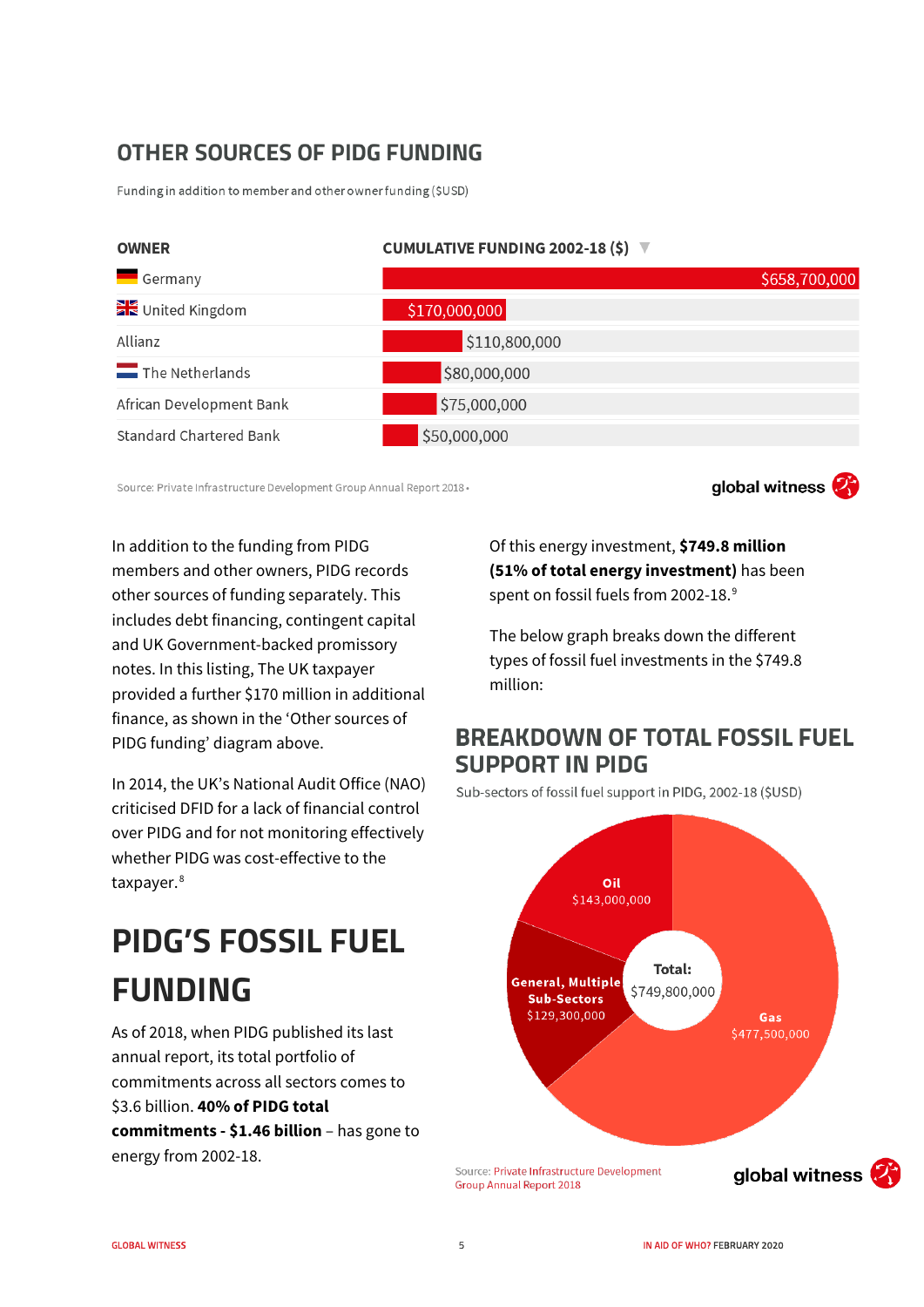## OTHER SOURCES OF PIDG FUNDING

Funding in addition to member and other owner funding ($USD)

| OWNER | CUMULATIVE FUNDING 2002-18 ($) |
|---|---|
| Germany | $658,700,000 |
| United Kingdom | $170,000,000 |
| Allianz | $110,800,000 |
| The Netherlands | $80,000,000 |
| African Development Bank | $75,000,000 |
| Standard Chartered Bank | $50,000,000 |

Source: Private Infrastructure Development Group Annual Report 2018 •

global witness

In addition to the funding from PIDG members and other owners, PIDG records other sources of funding separately. This includes debt financing, contingent capital and UK Government-backed promissory notes. In this listing, The UK taxpayer provided a further $170 million in additional finance, as shown in the 'Other sources of PIDG funding' diagram above.

In 2014, the UK's National Audit Office (NAO) criticised DFID for a lack of financial control over PIDG and for not monitoring effectively whether PIDG was cost-effective to the taxpayer.[8]

# PIDG'S FOSSIL FUEL FUNDING

As of 2018, when PIDG published its last annual report, its total portfolio of commitments across all sectors comes to $3.6 billion. **40% of PIDG total commitments - $1.46 billion** – has gone to energy from 2002-18.

Of this energy investment, **$749.8 million (51% of total energy investment)** has been spent on fossil fuels from 2002-18.[9]

The below graph breaks down the different types of fossil fuel investments in the $749.8 million:

## BREAKDOWN OF TOTAL FOSSIL FUEL SUPPORT IN PIDG

Sub-sectors of fossil fuel support in PIDG, 2002-18 ($USD)

| Sub-sector | Amount |
|---|---|
| Gas | $477,500,000 |
| Oil | $143,000,000 |
| General, Multiple Sub-Sectors | $129,300,000 |
| Total: | $749,800,000 |

Source: Private Infrastructure Development Group Annual Report 2018

global witness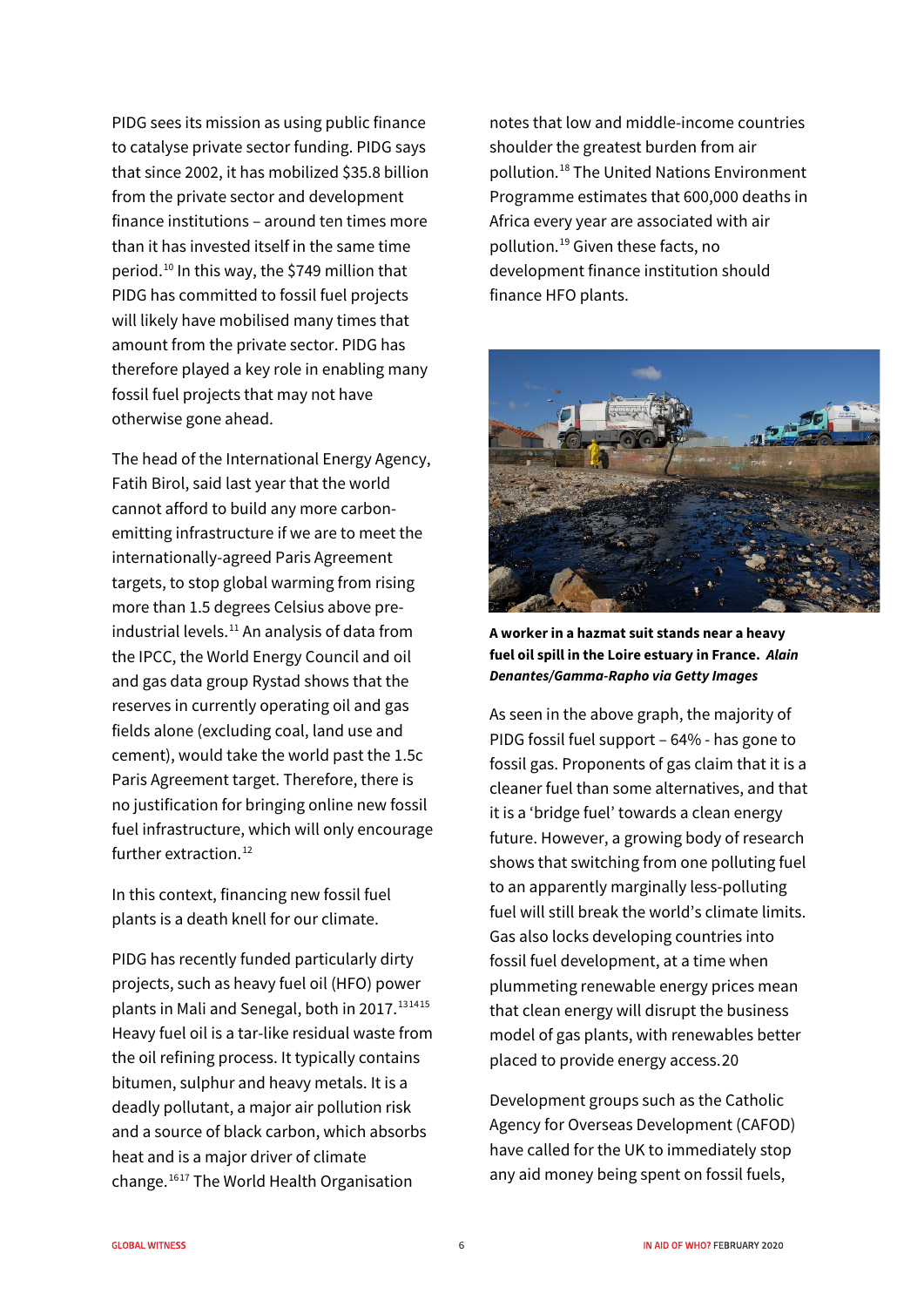PIDG sees its mission as using public finance to catalyse private sector funding. PIDG says that since 2002, it has mobilized $35.8 billion from the private sector and development finance institutions – around ten times more than it has invested itself in the same time period.[10] In this way, the $749 million that PIDG has committed to fossil fuel projects will likely have mobilised many times that amount from the private sector. PIDG has therefore played a key role in enabling many fossil fuel projects that may not have otherwise gone ahead.

The head of the International Energy Agency, Fatih Birol, said last year that the world cannot afford to build any more carbon-emitting infrastructure if we are to meet the internationally-agreed Paris Agreement targets, to stop global warming from rising more than 1.5 degrees Celsius above pre-industrial levels.[11] An analysis of data from the IPCC, the World Energy Council and oil and gas data group Rystad shows that the reserves in currently operating oil and gas fields alone (excluding coal, land use and cement), would take the world past the 1.5c Paris Agreement target. Therefore, there is no justification for bringing online new fossil fuel infrastructure, which will only encourage further extraction.[12]

In this context, financing new fossil fuel plants is a death knell for our climate.

PIDG has recently funded particularly dirty projects, such as heavy fuel oil (HFO) power plants in Mali and Senegal, both in 2017.[13,14,15] Heavy fuel oil is a tar-like residual waste from the oil refining process. It typically contains bitumen, sulphur and heavy metals. It is a deadly pollutant, a major air pollution risk and a source of black carbon, which absorbs heat and is a major driver of climate change.[16,17] The World Health Organisation notes that low and middle-income countries shoulder the greatest burden from air pollution.[18] The United Nations Environment Programme estimates that 600,000 deaths in Africa every year are associated with air pollution.[19] Given these facts, no development finance institution should finance HFO plants.

**A worker in a hazmat suit stands near a heavy fuel oil spill in the Loire estuary in France.** ***Alain Denantes/Gamma-Rapho via Getty Images***

As seen in the above graph, the majority of PIDG fossil fuel support – 64% - has gone to fossil gas. Proponents of gas claim that it is a cleaner fuel than some alternatives, and that it is a 'bridge fuel' towards a clean energy future. However, a growing body of research shows that switching from one polluting fuel to an apparently marginally less-polluting fuel will still break the world's climate limits. Gas also locks developing countries into fossil fuel development, at a time when plummeting renewable energy prices mean that clean energy will disrupt the business model of gas plants, with renewables better placed to provide energy access.20

Development groups such as the Catholic Agency for Overseas Development (CAFOD) have called for the UK to immediately stop any aid money being spent on fossil fuels,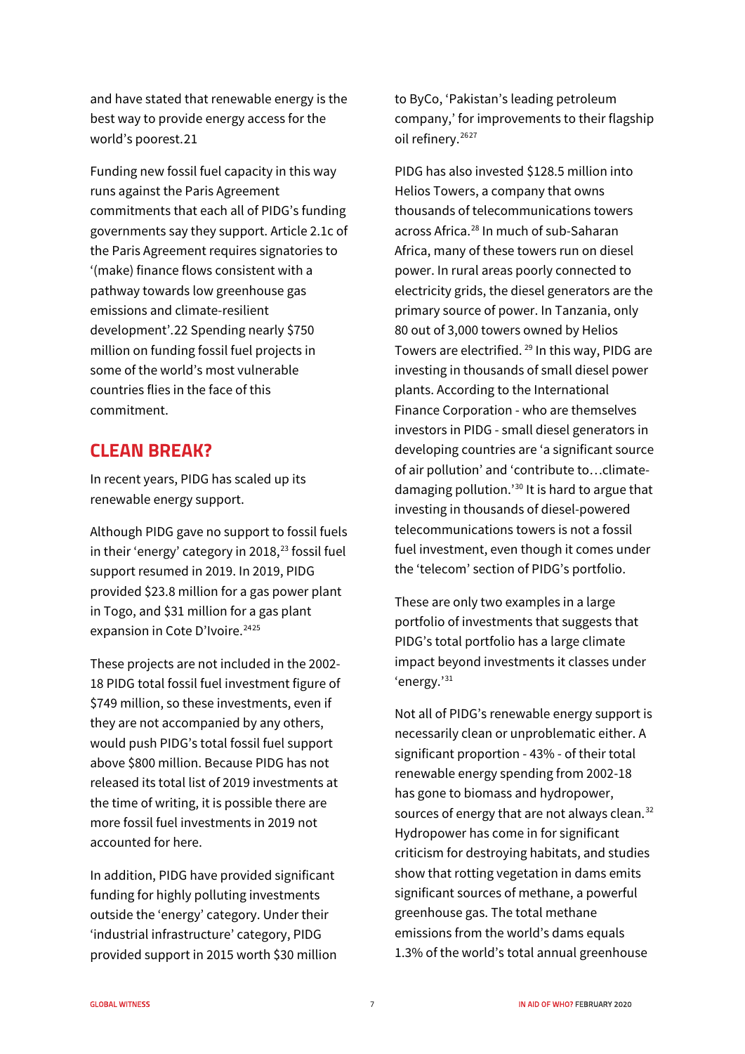and have stated that renewable energy is the best way to provide energy access for the world's poorest.21

Funding new fossil fuel capacity in this way runs against the Paris Agreement commitments that each all of PIDG's funding governments say they support. Article 2.1c of the Paris Agreement requires signatories to '(make) finance flows consistent with a pathway towards low greenhouse gas emissions and climate-resilient development'.22 Spending nearly $750 million on funding fossil fuel projects in some of the world's most vulnerable countries flies in the face of this commitment.

## CLEAN BREAK?

In recent years, PIDG has scaled up its renewable energy support.

Although PIDG gave no support to fossil fuels in their 'energy' category in 2018,[23] fossil fuel support resumed in 2019. In 2019, PIDG provided $23.8 million for a gas power plant in Togo, and $31 million for a gas plant expansion in Cote D'Ivoire.[24][25]

These projects are not included in the 2002-18 PIDG total fossil fuel investment figure of $749 million, so these investments, even if they are not accompanied by any others, would push PIDG's total fossil fuel support above $800 million. Because PIDG has not released its total list of 2019 investments at the time of writing, it is possible there are more fossil fuel investments in 2019 not accounted for here.

In addition, PIDG have provided significant funding for highly polluting investments outside the 'energy' category. Under their 'industrial infrastructure' category, PIDG provided support in 2015 worth $30 million to ByCo, 'Pakistan's leading petroleum company,' for improvements to their flagship oil refinery.[26][27]

PIDG has also invested $128.5 million into Helios Towers, a company that owns thousands of telecommunications towers across Africa.[28] In much of sub-Saharan Africa, many of these towers run on diesel power. In rural areas poorly connected to electricity grids, the diesel generators are the primary source of power. In Tanzania, only 80 out of 3,000 towers owned by Helios Towers are electrified. [29] In this way, PIDG are investing in thousands of small diesel power plants. According to the International Finance Corporation - who are themselves investors in PIDG - small diesel generators in developing countries are 'a significant source of air pollution' and 'contribute to…climate-damaging pollution.'[30] It is hard to argue that investing in thousands of diesel-powered telecommunications towers is not a fossil fuel investment, even though it comes under the 'telecom' section of PIDG's portfolio.

These are only two examples in a large portfolio of investments that suggests that PIDG's total portfolio has a large climate impact beyond investments it classes under 'energy.'[31]

Not all of PIDG's renewable energy support is necessarily clean or unproblematic either. A significant proportion - 43% - of their total renewable energy spending from 2002-18 has gone to biomass and hydropower, sources of energy that are not always clean.[32] Hydropower has come in for significant criticism for destroying habitats, and studies show that rotting vegetation in dams emits significant sources of methane, a powerful greenhouse gas. The total methane emissions from the world's dams equals 1.3% of the world's total annual greenhouse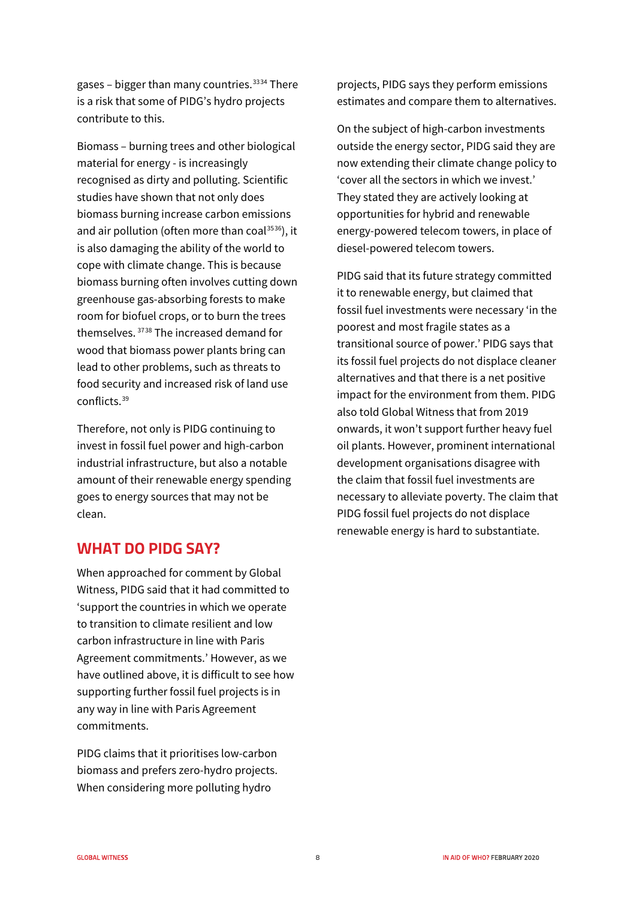gases – bigger than many countries.[33,34] There is a risk that some of PIDG's hydro projects contribute to this.

Biomass – burning trees and other biological material for energy - is increasingly recognised as dirty and polluting. Scientific studies have shown that not only does biomass burning increase carbon emissions and air pollution (often more than coal[35,36]), it is also damaging the ability of the world to cope with climate change. This is because biomass burning often involves cutting down greenhouse gas-absorbing forests to make room for biofuel crops, or to burn the trees themselves.[37,38] The increased demand for wood that biomass power plants bring can lead to other problems, such as threats to food security and increased risk of land use conflicts.[39]

Therefore, not only is PIDG continuing to invest in fossil fuel power and high-carbon industrial infrastructure, but also a notable amount of their renewable energy spending goes to energy sources that may not be clean.

## WHAT DO PIDG SAY?

When approached for comment by Global Witness, PIDG said that it had committed to 'support the countries in which we operate to transition to climate resilient and low carbon infrastructure in line with Paris Agreement commitments.' However, as we have outlined above, it is difficult to see how supporting further fossil fuel projects is in any way in line with Paris Agreement commitments.

PIDG claims that it prioritises low-carbon biomass and prefers zero-hydro projects. When considering more polluting hydro projects, PIDG says they perform emissions estimates and compare them to alternatives.

On the subject of high-carbon investments outside the energy sector, PIDG said they are now extending their climate change policy to 'cover all the sectors in which we invest.' They stated they are actively looking at opportunities for hybrid and renewable energy-powered telecom towers, in place of diesel-powered telecom towers.

PIDG said that its future strategy committed it to renewable energy, but claimed that fossil fuel investments were necessary 'in the poorest and most fragile states as a transitional source of power.' PIDG says that its fossil fuel projects do not displace cleaner alternatives and that there is a net positive impact for the environment from them. PIDG also told Global Witness that from 2019 onwards, it won't support further heavy fuel oil plants. However, prominent international development organisations disagree with the claim that fossil fuel investments are necessary to alleviate poverty. The claim that PIDG fossil fuel projects do not displace renewable energy is hard to substantiate.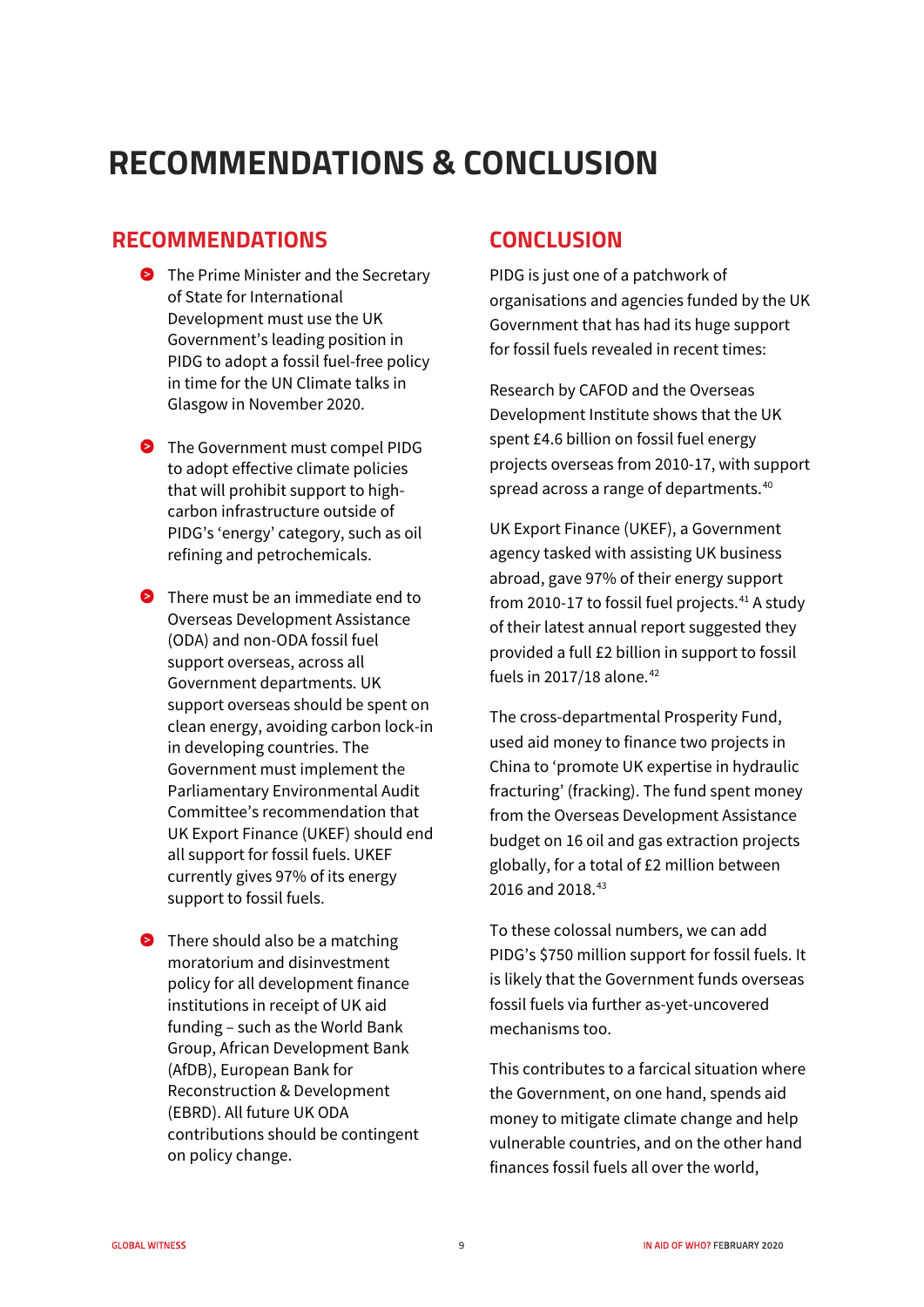# RECOMMENDATIONS & CONCLUSION

## RECOMMENDATIONS

- The Prime Minister and the Secretary of State for International Development must use the UK Government's leading position in PIDG to adopt a fossil fuel-free policy in time for the UN Climate talks in Glasgow in November 2020.
- The Government must compel PIDG to adopt effective climate policies that will prohibit support to high-carbon infrastructure outside of PIDG's 'energy' category, such as oil refining and petrochemicals.
- There must be an immediate end to Overseas Development Assistance (ODA) and non-ODA fossil fuel support overseas, across all Government departments. UK support overseas should be spent on clean energy, avoiding carbon lock-in in developing countries. The Government must implement the Parliamentary Environmental Audit Committee's recommendation that UK Export Finance (UKEF) should end all support for fossil fuels. UKEF currently gives 97% of its energy support to fossil fuels.
- There should also be a matching moratorium and disinvestment policy for all development finance institutions in receipt of UK aid funding – such as the World Bank Group, African Development Bank (AfDB), European Bank for Reconstruction & Development (EBRD). All future UK ODA contributions should be contingent on policy change.

## CONCLUSION

PIDG is just one of a patchwork of organisations and agencies funded by the UK Government that has had its huge support for fossil fuels revealed in recent times:

Research by CAFOD and the Overseas Development Institute shows that the UK spent £4.6 billion on fossil fuel energy projects overseas from 2010-17, with support spread across a range of departments.[40]

UK Export Finance (UKEF), a Government agency tasked with assisting UK business abroad, gave 97% of their energy support from 2010-17 to fossil fuel projects.[41] A study of their latest annual report suggested they provided a full £2 billion in support to fossil fuels in 2017/18 alone.[42]

The cross-departmental Prosperity Fund, used aid money to finance two projects in China to 'promote UK expertise in hydraulic fracturing' (fracking). The fund spent money from the Overseas Development Assistance budget on 16 oil and gas extraction projects globally, for a total of £2 million between 2016 and 2018.[43]

To these colossal numbers, we can add PIDG's $750 million support for fossil fuels. It is likely that the Government funds overseas fossil fuels via further as-yet-uncovered mechanisms too.

This contributes to a farcical situation where the Government, on one hand, spends aid money to mitigate climate change and help vulnerable countries, and on the other hand finances fossil fuels all over the world,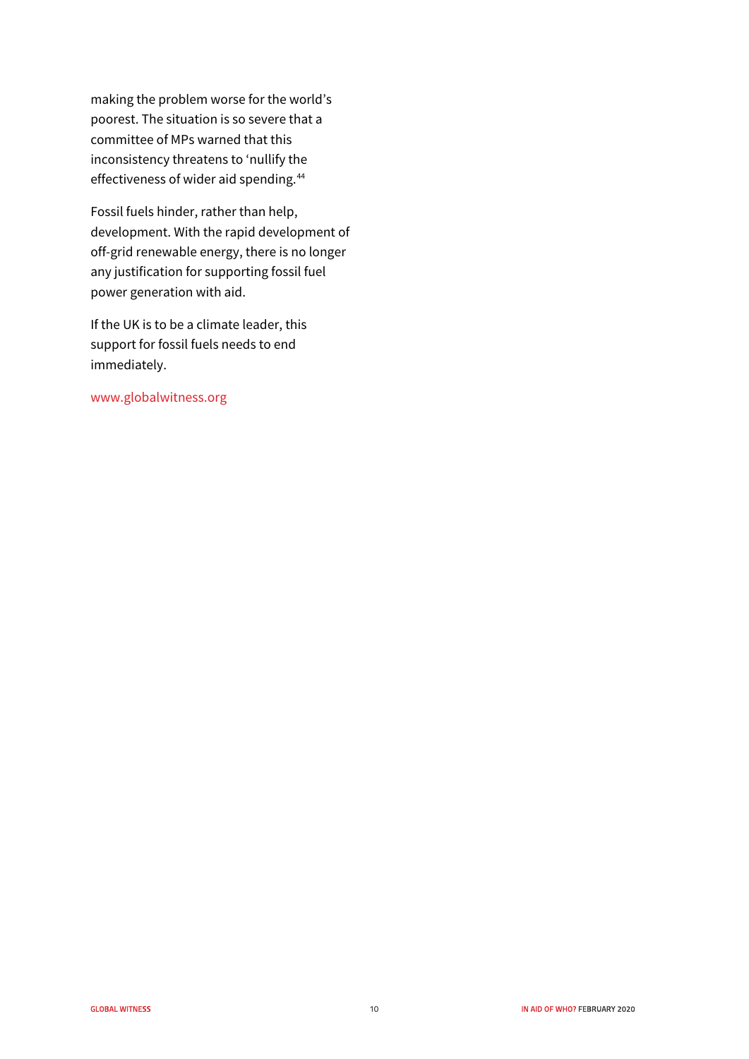making the problem worse for the world's poorest. The situation is so severe that a committee of MPs warned that this inconsistency threatens to 'nullify the effectiveness of wider aid spending.[44]

Fossil fuels hinder, rather than help, development. With the rapid development of off-grid renewable energy, there is no longer any justification for supporting fossil fuel power generation with aid.

If the UK is to be a climate leader, this support for fossil fuels needs to end immediately.

www.globalwitness.org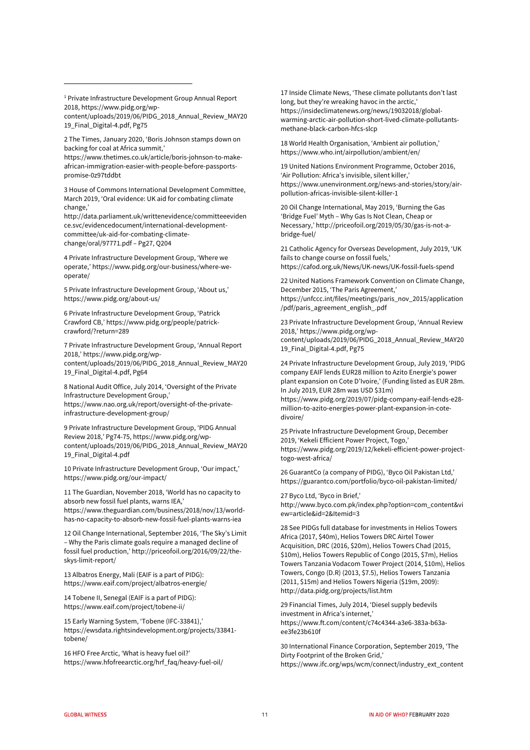[1] Private Infrastructure Development Group Annual Report 2018, https://www.pidg.org/wp-content/uploads/2019/06/PIDG_2018_Annual_Review_MAY2019_Final_Digital-4.pdf, Pg75

2 The Times, January 2020, 'Boris Johnson stamps down on backing for coal at Africa summit,' https://www.thetimes.co.uk/article/boris-johnson-to-make-african-immigration-easier-with-people-before-passports-promise-0z97tddbt

3 House of Commons International Development Committee, March 2019, 'Oral evidence: UK aid for combating climate change,' http://data.parliament.uk/writtenevidence/committeeevidence.svc/evidencedocument/international-development-committee/uk-aid-for-combating-climate-change/oral/97771.pdf – Pg27, Q204

4 Private Infrastructure Development Group, 'Where we operate,' https://www.pidg.org/our-business/where-we-operate/

5 Private Infrastructure Development Group, 'About us,' https://www.pidg.org/about-us/

6 Private Infrastructure Development Group, 'Patrick Crawford CB,' https://www.pidg.org/people/patrick-crawford/?return=289

7 Private Infrastructure Development Group, 'Annual Report 2018,' https://www.pidg.org/wp-content/uploads/2019/06/PIDG_2018_Annual_Review_MAY2019_Final_Digital-4.pdf, Pg64

8 National Audit Office, July 2014, 'Oversight of the Private Infrastructure Development Group,' https://www.nao.org.uk/report/oversight-of-the-private-infrastructure-development-group/

9 Private Infrastructure Development Group, 'PIDG Annual Review 2018,' Pg74-75, https://www.pidg.org/wp-content/uploads/2019/06/PIDG_2018_Annual_Review_MAY2019_Final_Digital-4.pdf

10 Private Infrastructure Development Group, 'Our impact,' https://www.pidg.org/our-impact/

11 The Guardian, November 2018, 'World has no capacity to absorb new fossil fuel plants, warns IEA,' https://www.theguardian.com/business/2018/nov/13/world-has-no-capacity-to-absorb-new-fossil-fuel-plants-warns-iea

12 Oil Change International, September 2016, 'The Sky's Limit – Why the Paris climate goals require a managed decline of fossil fuel production,' http://priceofoil.org/2016/09/22/the-skys-limit-report/

13 Albatros Energy, Mali (EAIF is a part of PIDG): https://www.eaif.com/project/albatros-energie/

14 Tobene II, Senegal (EAIF is a part of PIDG): https://www.eaif.com/project/tobene-ii/

15 Early Warning System, 'Tobene (IFC-33841),' https://ewsdata.rightsindevelopment.org/projects/33841-tobene/

16 HFO Free Arctic, 'What is heavy fuel oil?' https://www.hfofreearctic.org/hrf_faq/heavy-fuel-oil/

17 Inside Climate News, 'These climate pollutants don't last long, but they're wreaking havoc in the arctic,' https://insideclimatenews.org/news/19032018/global-warming-arctic-air-pollution-short-lived-climate-pollutants-methane-black-carbon-hfcs-slcp

18 World Health Organisation, 'Ambient air pollution,' https://www.who.int/airpollution/ambient/en/

19 United Nations Environment Programme, October 2016, 'Air Pollution: Africa's invisible, silent killer,' https://www.unenvironment.org/news-and-stories/story/air-pollution-africas-invisible-silent-killer-1

20 Oil Change International, May 2019, 'Burning the Gas 'Bridge Fuel' Myth – Why Gas Is Not Clean, Cheap or Necessary,' http://priceofoil.org/2019/05/30/gas-is-not-a-bridge-fuel/

21 Catholic Agency for Overseas Development, July 2019, 'UK fails to change course on fossil fuels,' https://cafod.org.uk/News/UK-news/UK-fossil-fuels-spend

22 United Nations Framework Convention on Climate Change, December 2015, 'The Paris Agreement,' https://unfccc.int/files/meetings/paris_nov_2015/application/pdf/paris_agreement_english_.pdf

23 Private Infrastructure Development Group, 'Annual Review 2018,' https://www.pidg.org/wp-content/uploads/2019/06/PIDG_2018_Annual_Review_MAY2019_Final_Digital-4.pdf, Pg75

24 Private Infrastructure Development Group, July 2019, 'PIDG company EAIF lends EUR28 million to Azito Energie's power plant expansion on Cote D'Ivoire,' (Funding listed as EUR 28m. In July 2019, EUR 28m was USD $31m) https://www.pidg.org/2019/07/pidg-company-eaif-lends-e28-million-to-azito-energies-power-plant-expansion-in-cote-divoire/

25 Private Infrastructure Development Group, December 2019, 'Kekeli Efficient Power Project, Togo,' https://www.pidg.org/2019/12/kekeli-efficient-power-project-togo-west-africa/

26 GuarantCo (a company of PIDG), 'Byco Oil Pakistan Ltd,' https://guarantco.com/portfolio/byco-oil-pakistan-limited/

27 Byco Ltd, 'Byco in Brief,' http://www.byco.com.pk/index.php?option=com_content&view=article&id=2&Itemid=3

28 See PIDGs full database for investments in Helios Towers Africa (2017, $40m), Helios Towers DRC Airtel Tower Acquisition, DRC (2016, $20m), Helios Towers Chad (2015, $10m), Helios Towers Republic of Congo (2015, $7m), Helios Towers Tanzania Vodacom Tower Project (2014, $10m), Helios Towers, Congo (D.R) (2013, $7.5), Helios Towers Tanzania (2011, $15m) and Helios Towers Nigeria ($19m, 2009): http://data.pidg.org/projects/list.htm

29 Financial Times, July 2014, 'Diesel supply bedevils investment in Africa's internet,' https://www.ft.com/content/c74c4344-a3e6-383a-b63a-ee3fe23b610f

30 International Finance Corporation, September 2019, 'The Dirty Footprint of the Broken Grid,' https://www.ifc.org/wps/wcm/connect/industry_ext_content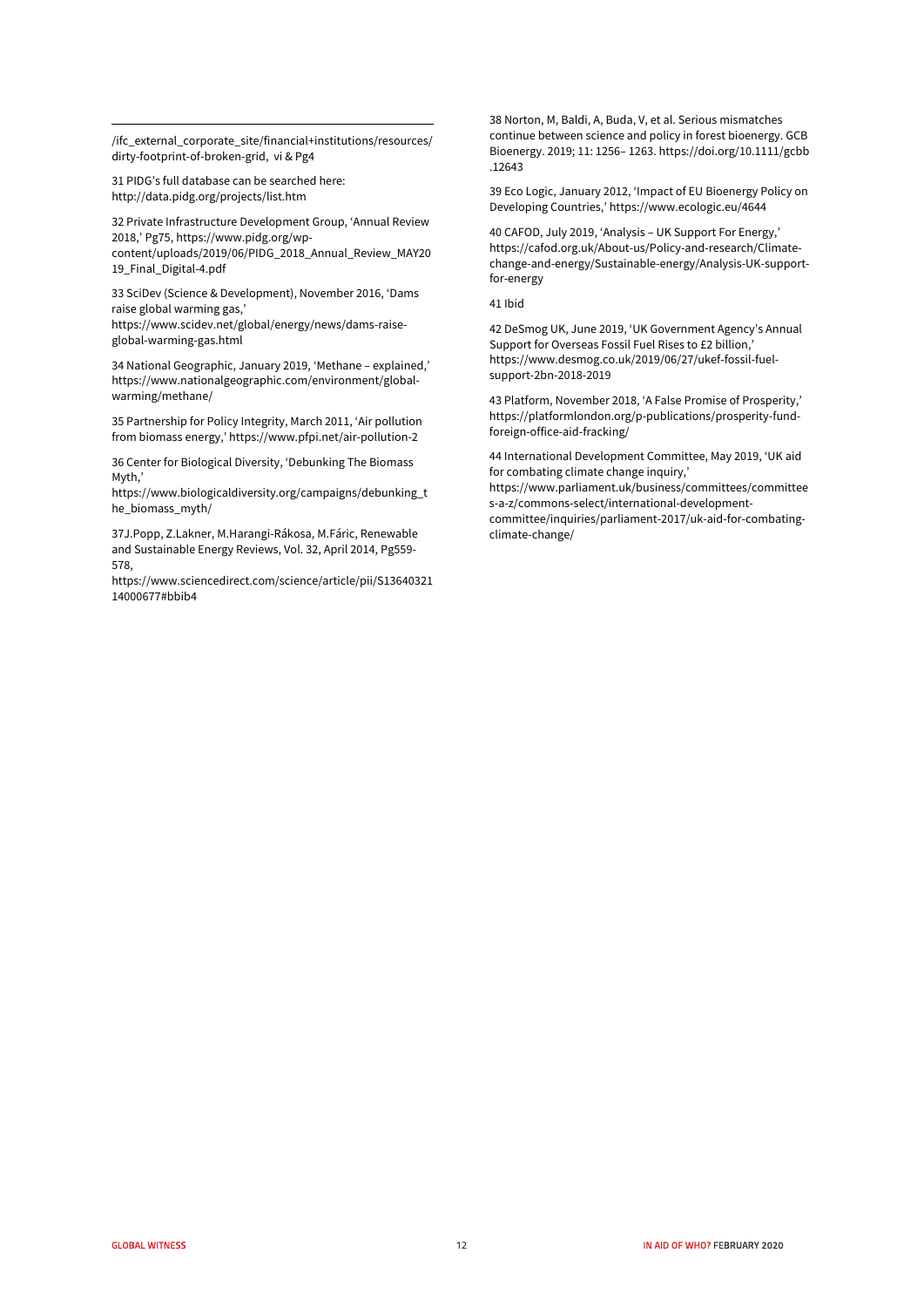/ifc_external_corporate_site/financial+institutions/resources/dirty-footprint-of-broken-grid, vi & Pg4

31 PIDG's full database can be searched here: http://data.pidg.org/projects/list.htm

32 Private Infrastructure Development Group, 'Annual Review 2018,' Pg75, https://www.pidg.org/wp-content/uploads/2019/06/PIDG_2018_Annual_Review_MAY2019_Final_Digital-4.pdf

33 SciDev (Science & Development), November 2016, 'Dams raise global warming gas,' https://www.scidev.net/global/energy/news/dams-raise-global-warming-gas.html

34 National Geographic, January 2019, 'Methane – explained,' https://www.nationalgeographic.com/environment/global-warming/methane/

35 Partnership for Policy Integrity, March 2011, 'Air pollution from biomass energy,' https://www.pfpi.net/air-pollution-2

36 Center for Biological Diversity, 'Debunking The Biomass Myth,' https://www.biologicaldiversity.org/campaigns/debunking_the_biomass_myth/

37J.Popp, Z.Lakner, M.Harangi-Rákosa, M.Fáric, Renewable and Sustainable Energy Reviews, Vol. 32, April 2014, Pg559-578, https://www.sciencedirect.com/science/article/pii/S1364032114000677#bbib4

38 Norton, M, Baldi, A, Buda, V, et al. Serious mismatches continue between science and policy in forest bioenergy. GCB Bioenergy. 2019; 11: 1256– 1263. https://doi.org/10.1111/gcbb.12643

39 Eco Logic, January 2012, 'Impact of EU Bioenergy Policy on Developing Countries,' https://www.ecologic.eu/4644

40 CAFOD, July 2019, 'Analysis – UK Support For Energy,' https://cafod.org.uk/About-us/Policy-and-research/Climate-change-and-energy/Sustainable-energy/Analysis-UK-support-for-energy

41 Ibid

42 DeSmog UK, June 2019, 'UK Government Agency's Annual Support for Overseas Fossil Fuel Rises to £2 billion,' https://www.desmog.co.uk/2019/06/27/ukef-fossil-fuel-support-2bn-2018-2019

43 Platform, November 2018, 'A False Promise of Prosperity,' https://platformlondon.org/p-publications/prosperity-fund-foreign-office-aid-fracking/

44 International Development Committee, May 2019, 'UK aid for combating climate change inquiry,' https://www.parliament.uk/business/committees/committees-a-z/commons-select/international-development-committee/inquiries/parliament-2017/uk-aid-for-combating-climate-change/